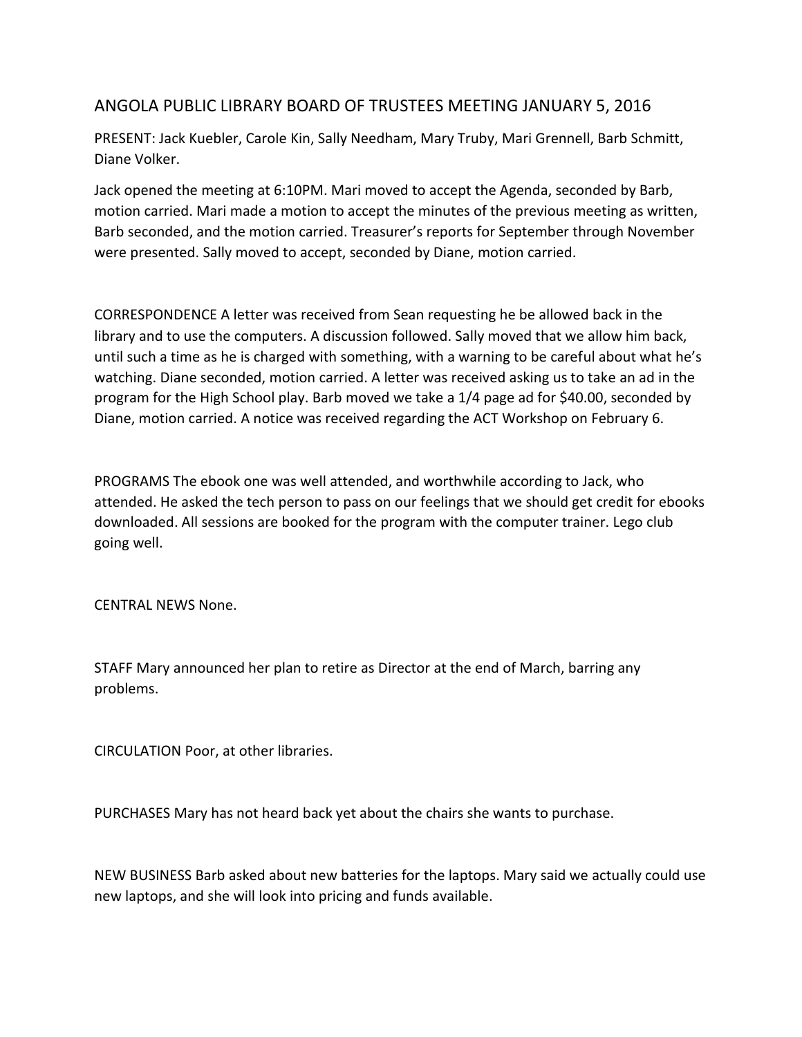# ANGOLA PUBLIC LIBRARY BOARD OF TRUSTEES MEETING JANUARY 5, 2016

PRESENT: Jack Kuebler, Carole Kin, Sally Needham, Mary Truby, Mari Grennell, Barb Schmitt, Diane Volker.

Jack opened the meeting at 6:10PM. Mari moved to accept the Agenda, seconded by Barb, motion carried. Mari made a motion to accept the minutes of the previous meeting as written, Barb seconded, and the motion carried. Treasurer's reports for September through November were presented. Sally moved to accept, seconded by Diane, motion carried.

CORRESPONDENCE A letter was received from Sean requesting he be allowed back in the library and to use the computers. A discussion followed. Sally moved that we allow him back, until such a time as he is charged with something, with a warning to be careful about what he's watching. Diane seconded, motion carried. A letter was received asking us to take an ad in the program for the High School play. Barb moved we take a 1/4 page ad for $40.00, seconded by Diane, motion carried. A notice was received regarding the ACT Workshop on February 6.

PROGRAMS The ebook one was well attended, and worthwhile according to Jack, who attended. He asked the tech person to pass on our feelings that we should get credit for ebooks downloaded. All sessions are booked for the program with the computer trainer. Lego club going well.

CENTRAL NEWS None.

STAFF Mary announced her plan to retire as Director at the end of March, barring any problems.

CIRCULATION Poor, at other libraries.

PURCHASES Mary has not heard back yet about the chairs she wants to purchase.

NEW BUSINESS Barb asked about new batteries for the laptops. Mary said we actually could use new laptops, and she will look into pricing and funds available.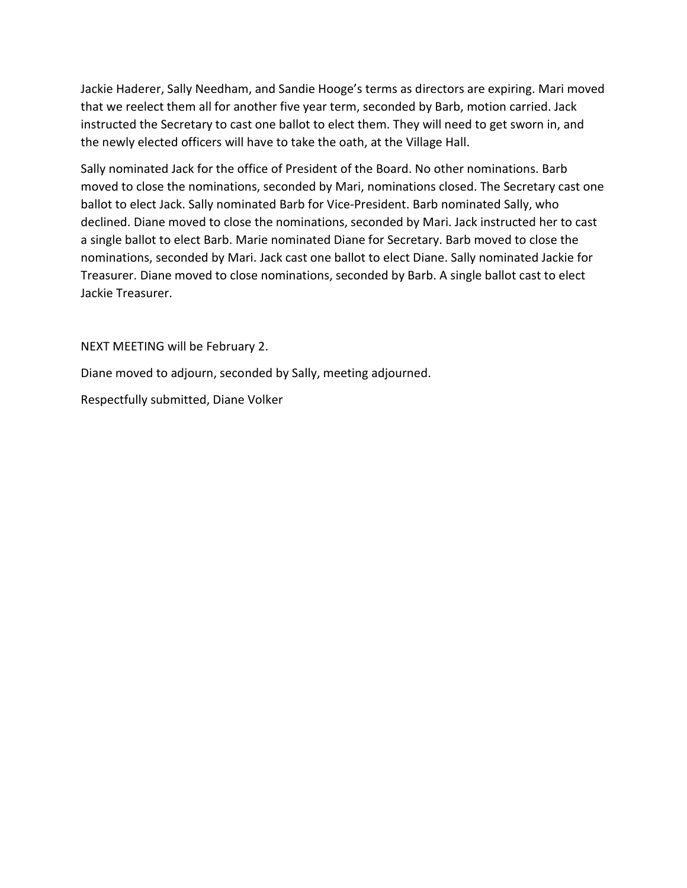Jackie Haderer, Sally Needham, and Sandie Hooge's terms as directors are expiring. Mari moved that we reelect them all for another five year term, seconded by Barb, motion carried. Jack instructed the Secretary to cast one ballot to elect them. They will need to get sworn in, and the newly elected officers will have to take the oath, at the Village Hall.

Sally nominated Jack for the office of President of the Board. No other nominations. Barb moved to close the nominations, seconded by Mari, nominations closed. The Secretary cast one ballot to elect Jack. Sally nominated Barb for Vice-President. Barb nominated Sally, who declined. Diane moved to close the nominations, seconded by Mari. Jack instructed her to cast a single ballot to elect Barb. Marie nominated Diane for Secretary. Barb moved to close the nominations, seconded by Mari. Jack cast one ballot to elect Diane. Sally nominated Jackie for Treasurer. Diane moved to close nominations, seconded by Barb. A single ballot cast to elect Jackie Treasurer.

NEXT MEETING will be February 2.

Diane moved to adjourn, seconded by Sally, meeting adjourned.

Respectfully submitted, Diane Volker